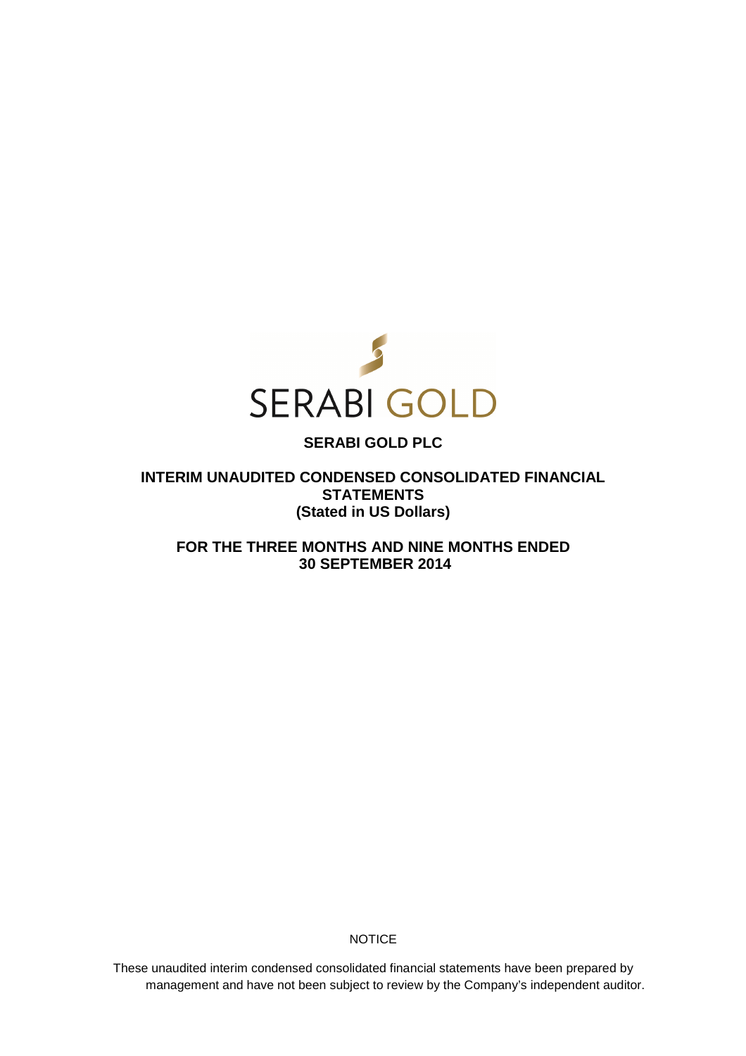SERABI GOLD

# SERABI GOLD PLC

## INTERIM UNAUDITED CONDENSED CONSOLIDATED FINANCIAL STATEMENTS
## (Stated in US Dollars)

## FOR THE THREE MONTHS AND NINE MONTHS ENDED 30 SEPTEMBER 2014

NOTICE

These unaudited interim condensed consolidated financial statements have been prepared by management and have not been subject to review by the Company's independent auditor.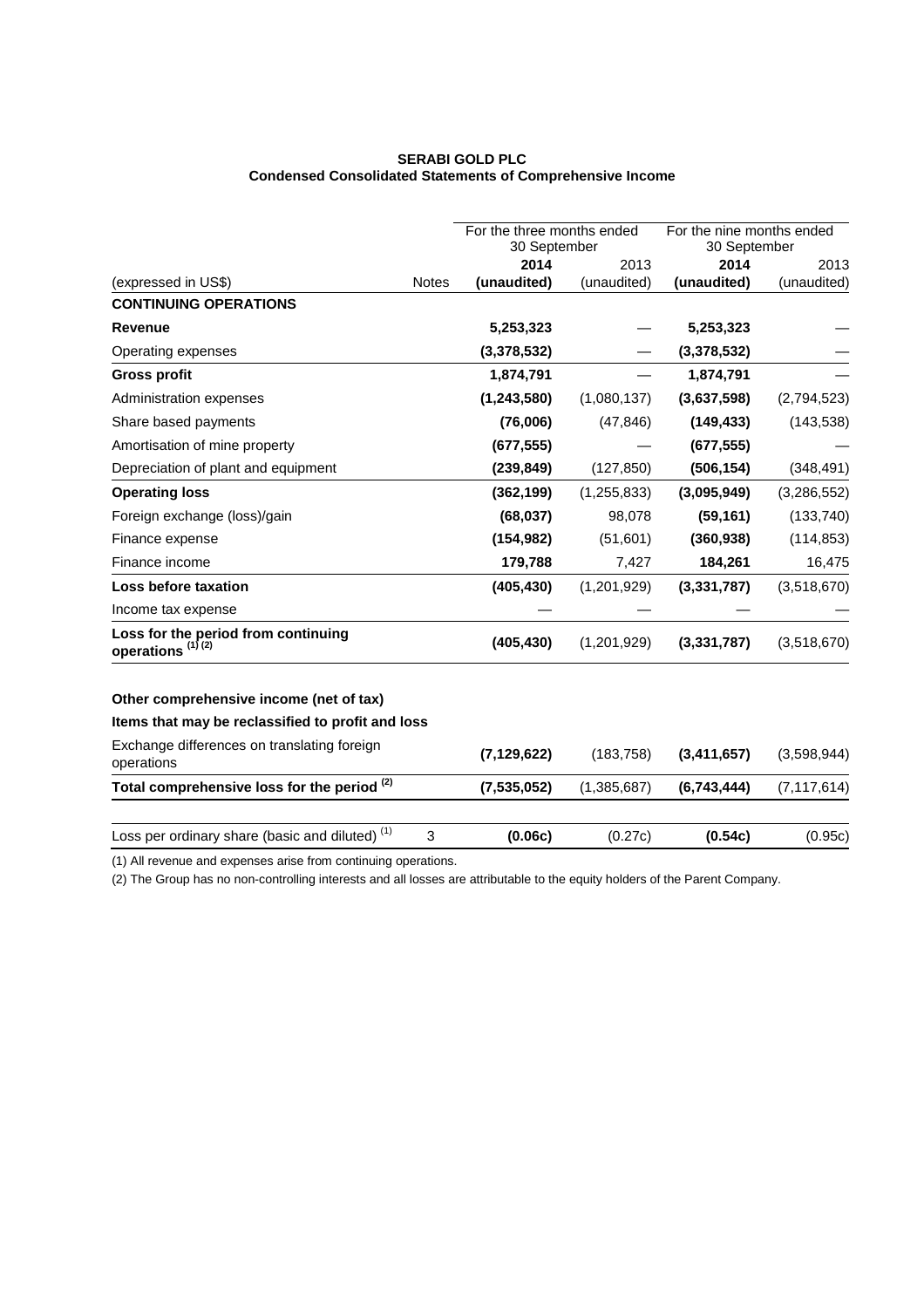**SERABI GOLD PLC**
**Condensed Consolidated Statements of Comprehensive Income**

| | | For the three months ended 30 September | | For the nine months ended 30 September | |
|---|---|---|---|---|---|
| | | **2014** | 2013 | **2014** | 2013 |
| (expressed in US$) | Notes | **(unaudited)** | (unaudited) | **(unaudited)** | (unaudited) |
| **CONTINUING OPERATIONS** | | | | | |
| **Revenue** | | **5,253,323** | — | **5,253,323** | — |
| Operating expenses | | **(3,378,532)** | — | **(3,378,532)** | — |
| **Gross profit** | | **1,874,791** | — | **1,874,791** | — |
| Administration expenses | | **(1,243,580)** | (1,080,137) | **(3,637,598)** | (2,794,523) |
| Share based payments | | **(76,006)** | (47,846) | **(149,433)** | (143,538) |
| Amortisation of mine property | | **(677,555)** | — | **(677,555)** | — |
| Depreciation of plant and equipment | | **(239,849)** | (127,850) | **(506,154)** | (348,491) |
| **Operating loss** | | **(362,199)** | (1,255,833) | **(3,095,949)** | (3,286,552) |
| Foreign exchange (loss)/gain | | **(68,037)** | 98,078 | **(59,161)** | (133,740) |
| Finance expense | | **(154,982)** | (51,601) | **(360,938)** | (114,853) |
| Finance income | | **179,788** | 7,427 | **184,261** | 16,475 |
| **Loss before taxation** | | **(405,430)** | (1,201,929) | **(3,331,787)** | (3,518,670) |
| Income tax expense | | — | — | — | — |
| **Loss for the period from continuing operations (1) (2)** | | **(405,430)** | (1,201,929) | **(3,331,787)** | (3,518,670) |
| | | | | | |
| **Other comprehensive income (net of tax)** | | | | | |
| **Items that may be reclassified to profit and loss** | | | | | |
| Exchange differences on translating foreign operations | | **(7,129,622)** | (183,758) | **(3,411,657)** | (3,598,944) |
| **Total comprehensive loss for the period (2)** | | **(7,535,052)** | (1,385,687) | **(6,743,444)** | (7,117,614) |
| | | | | | |
| Loss per ordinary share (basic and diluted) (1) | 3 | **(0.06c)** | (0.27c) | **(0.54c)** | (0.95c) |

(1) All revenue and expenses arise from continuing operations.

(2) The Group has no non-controlling interests and all losses are attributable to the equity holders of the Parent Company.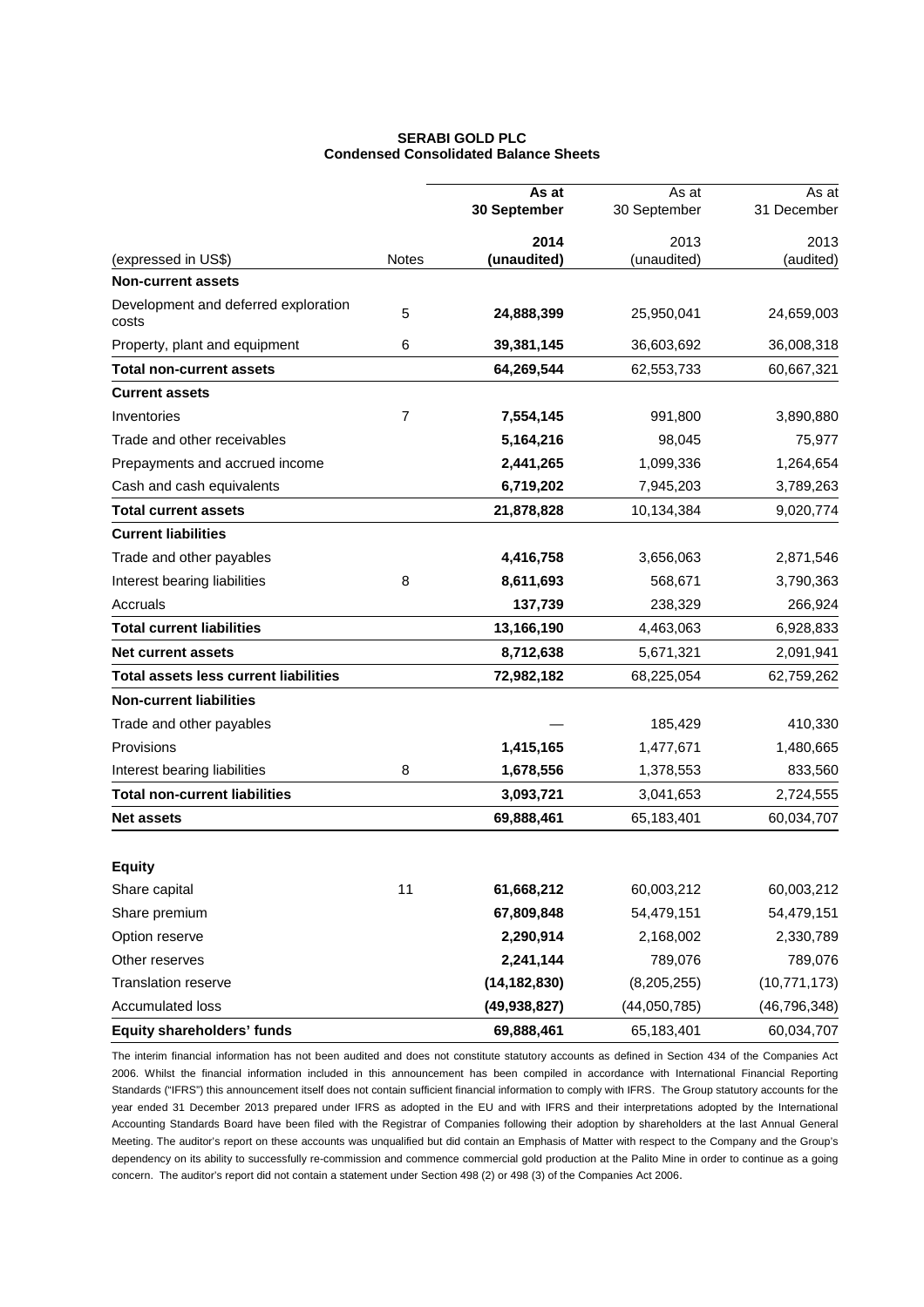**SERABI GOLD PLC**
**Condensed Consolidated Balance Sheets**

| (expressed in US$) | Notes | As at 30 September 2014 (unaudited) | As at 30 September 2013 (unaudited) | As at 31 December 2013 (audited) |
|---|---|---|---|---|
| **Non-current assets** | | | | |
| Development and deferred exploration costs | 5 | **24,888,399** | 25,950,041 | 24,659,003 |
| Property, plant and equipment | 6 | **39,381,145** | 36,603,692 | 36,008,318 |
| **Total non-current assets** | | **64,269,544** | 62,553,733 | 60,667,321 |
| **Current assets** | | | | |
| Inventories | 7 | **7,554,145** | 991,800 | 3,890,880 |
| Trade and other receivables | | **5,164,216** | 98,045 | 75,977 |
| Prepayments and accrued income | | **2,441,265** | 1,099,336 | 1,264,654 |
| Cash and cash equivalents | | **6,719,202** | 7,945,203 | 3,789,263 |
| **Total current assets** | | **21,878,828** | 10,134,384 | 9,020,774 |
| **Current liabilities** | | | | |
| Trade and other payables | | **4,416,758** | 3,656,063 | 2,871,546 |
| Interest bearing liabilities | 8 | **8,611,693** | 568,671 | 3,790,363 |
| Accruals | | **137,739** | 238,329 | 266,924 |
| **Total current liabilities** | | **13,166,190** | 4,463,063 | 6,928,833 |
| **Net current assets** | | **8,712,638** | 5,671,321 | 2,091,941 |
| **Total assets less current liabilities** | | **72,982,182** | 68,225,054 | 62,759,262 |
| **Non-current liabilities** | | | | |
| Trade and other payables | | — | 185,429 | 410,330 |
| Provisions | | **1,415,165** | 1,477,671 | 1,480,665 |
| Interest bearing liabilities | 8 | **1,678,556** | 1,378,553 | 833,560 |
| **Total non-current liabilities** | | **3,093,721** | 3,041,653 | 2,724,555 |
| **Net assets** | | **69,888,461** | 65,183,401 | 60,034,707 |
| | | | | |
| **Equity** | | | | |
| Share capital | 11 | **61,668,212** | 60,003,212 | 60,003,212 |
| Share premium | | **67,809,848** | 54,479,151 | 54,479,151 |
| Option reserve | | **2,290,914** | 2,168,002 | 2,330,789 |
| Other reserves | | **2,241,144** | 789,076 | 789,076 |
| Translation reserve | | **(14,182,830)** | (8,205,255) | (10,771,173) |
| Accumulated loss | | **(49,938,827)** | (44,050,785) | (46,796,348) |
| **Equity shareholders' funds** | | **69,888,461** | 65,183,401 | 60,034,707 |

The interim financial information has not been audited and does not constitute statutory accounts as defined in Section 434 of the Companies Act 2006. Whilst the financial information included in this announcement has been compiled in accordance with International Financial Reporting Standards ("IFRS") this announcement itself does not contain sufficient financial information to comply with IFRS. The Group statutory accounts for the year ended 31 December 2013 prepared under IFRS as adopted in the EU and with IFRS and their interpretations adopted by the International Accounting Standards Board have been filed with the Registrar of Companies following their adoption by shareholders at the last Annual General Meeting. The auditor's report on these accounts was unqualified but did contain an Emphasis of Matter with respect to the Company and the Group's dependency on its ability to successfully re-commission and commence commercial gold production at the Palito Mine in order to continue as a going concern. The auditor's report did not contain a statement under Section 498 (2) or 498 (3) of the Companies Act 2006.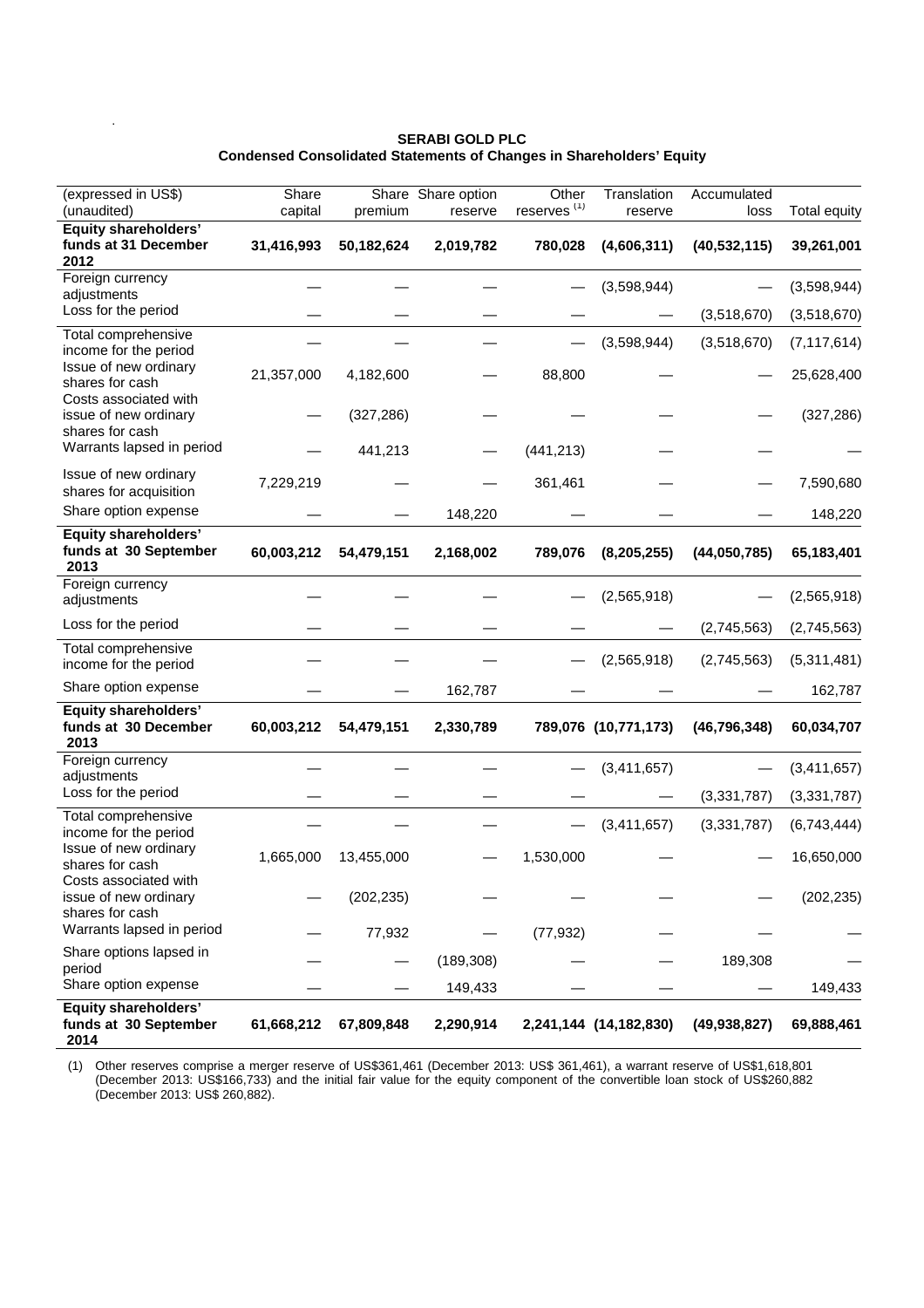**SERABI GOLD PLC**
**Condensed Consolidated Statements of Changes in Shareholders' Equity**

| (expressed in US$) (unaudited) | Share capital | Share premium | Share option reserve | Other reserves [(1)] | Translation reserve | Accumulated loss | Total equity |
|---|---|---|---|---|---|---|---|
| **Equity shareholders' funds at 31 December 2012** | **31,416,993** | **50,182,624** | **2,019,782** | **780,028** | **(4,606,311)** | **(40,532,115)** | **39,261,001** |
| Foreign currency adjustments | — | — | — | — | (3,598,944) | — | (3,598,944) |
| Loss for the period | — | — | — | — | — | (3,518,670) | (3,518,670) |
| Total comprehensive income for the period | — | — | — | — | (3,598,944) | (3,518,670) | (7,117,614) |
| Issue of new ordinary shares for cash | 21,357,000 | 4,182,600 | — | 88,800 | — | — | 25,628,400 |
| Costs associated with issue of new ordinary shares for cash | — | (327,286) | — | — | — | — | (327,286) |
| Warrants lapsed in period | — | 441,213 | — | (441,213) | — | — | — |
| Issue of new ordinary shares for acquisition | 7,229,219 | — | — | 361,461 | — | — | 7,590,680 |
| Share option expense | — | — | 148,220 | — | — | — | 148,220 |
| **Equity shareholders' funds at 30 September 2013** | **60,003,212** | **54,479,151** | **2,168,002** | **789,076** | **(8,205,255)** | **(44,050,785)** | **65,183,401** |
| Foreign currency adjustments | — | — | — | — | (2,565,918) | — | (2,565,918) |
| Loss for the period | — | — | — | — | — | (2,745,563) | (2,745,563) |
| Total comprehensive income for the period | — | — | — | — | (2,565,918) | (2,745,563) | (5,311,481) |
| Share option expense | — | — | 162,787 | — | — | — | 162,787 |
| **Equity shareholders' funds at 30 December 2013** | **60,003,212** | **54,479,151** | **2,330,789** | **789,076** | **(10,771,173)** | **(46,796,348)** | **60,034,707** |
| Foreign currency adjustments | — | — | — | — | (3,411,657) | — | (3,411,657) |
| Loss for the period | — | — | — | — | — | (3,331,787) | (3,331,787) |
| Total comprehensive income for the period | — | — | — | — | (3,411,657) | (3,331,787) | (6,743,444) |
| Issue of new ordinary shares for cash | 1,665,000 | 13,455,000 | — | 1,530,000 | — | — | 16,650,000 |
| Costs associated with issue of new ordinary shares for cash | — | (202,235) | — | — | — | — | (202,235) |
| Warrants lapsed in period | — | 77,932 | — | (77,932) | — | — | — |
| Share options lapsed in period | — | — | (189,308) | — | — | 189,308 | — |
| Share option expense | — | — | 149,433 | — | — | — | 149,433 |
| **Equity shareholders' funds at 30 September 2014** | **61,668,212** | **67,809,848** | **2,290,914** | **2,241,144** | **(14,182,830)** | **(49,938,827)** | **69,888,461** |

(1) Other reserves comprise a merger reserve of US$361,461 (December 2013: US$ 361,461), a warrant reserve of US$1,618,801 (December 2013: US$166,733) and the initial fair value for the equity component of the convertible loan stock of US$260,882 (December 2013: US$ 260,882).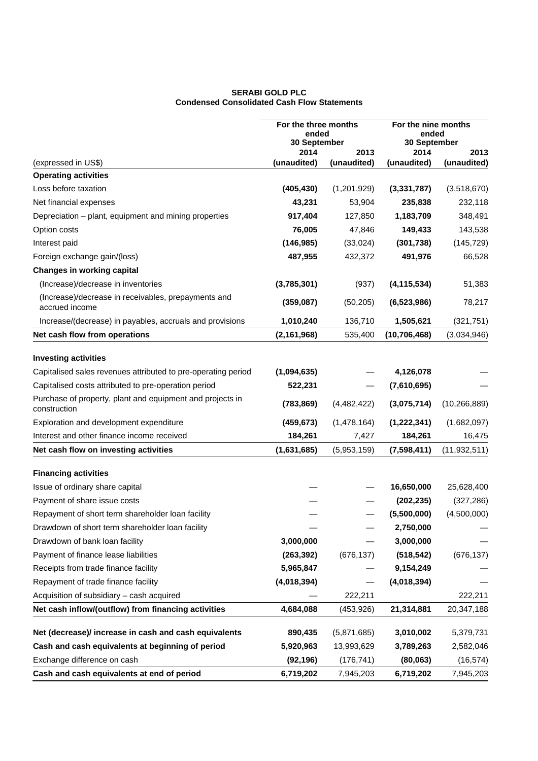**SERABI GOLD PLC**
**Condensed Consolidated Cash Flow Statements**

| (expressed in US$) | For the three months ended 30 September 2014 (unaudited) | For the three months ended 30 September 2013 (unaudited) | For the nine months ended 30 September 2014 (unaudited) | For the nine months ended 30 September 2013 (unaudited) |
|---|---|---|---|---|
| **Operating activities** | | | | |
| Loss before taxation | **(405,430)** | (1,201,929) | **(3,331,787)** | (3,518,670) |
| Net financial expenses | **43,231** | 53,904 | **235,838** | 232,118 |
| Depreciation – plant, equipment and mining properties | **917,404** | 127,850 | **1,183,709** | 348,491 |
| Option costs | **76,005** | 47,846 | **149,433** | 143,538 |
| Interest paid | **(146,985)** | (33,024) | **(301,738)** | (145,729) |
| Foreign exchange gain/(loss) | **487,955** | 432,372 | **491,976** | 66,528 |
| **Changes in working capital** | | | | |
| (Increase)/decrease in inventories | **(3,785,301)** | (937) | **(4,115,534)** | 51,383 |
| (Increase)/decrease in receivables, prepayments and accrued income | **(359,087)** | (50,205) | **(6,523,986)** | 78,217 |
| Increase/(decrease) in payables, accruals and provisions | **1,010,240** | 136,710 | **1,505,621** | (321,751) |
| **Net cash flow from operations** | **(2,161,968)** | 535,400 | **(10,706,468)** | (3,034,946) |
| **Investing activities** | | | | |
| Capitalised sales revenues attributed to pre-operating period | **(1,094,635)** | — | **4,126,078** | — |
| Capitalised costs attributed to pre-operation period | **522,231** | — | **(7,610,695)** | — |
| Purchase of property, plant and equipment and projects in construction | **(783,869)** | (4,482,422) | **(3,075,714)** | (10,266,889) |
| Exploration and development expenditure | **(459,673)** | (1,478,164) | **(1,222,341)** | (1,682,097) |
| Interest and other finance income received | **184,261** | 7,427 | **184,261** | 16,475 |
| **Net cash flow on investing activities** | **(1,631,685)** | (5,953,159) | **(7,598,411)** | (11,932,511) |
| **Financing activities** | | | | |
| Issue of ordinary share capital | — | — | **16,650,000** | 25,628,400 |
| Payment of share issue costs | — | — | **(202,235)** | (327,286) |
| Repayment of short term shareholder loan facility | — | — | **(5,500,000)** | (4,500,000) |
| Drawdown of short term shareholder loan facility | — | — | **2,750,000** | — |
| Drawdown of bank loan facility | **3,000,000** | — | **3,000,000** | — |
| Payment of finance lease liabilities | **(263,392)** | (676,137) | **(518,542)** | (676,137) |
| Receipts from trade finance facility | **5,965,847** | — | **9,154,249** | — |
| Repayment of trade finance facility | **(4,018,394)** | — | **(4,018,394)** | — |
| Acquisition of subsidiary – cash acquired | — | 222,211 | | 222,211 |
| **Net cash inflow/(outflow) from financing activities** | **4,684,088** | (453,926) | **21,314,881** | 20,347,188 |
| **Net (decrease)/ increase in cash and cash equivalents** | **890,435** | (5,871,685) | **3,010,002** | 5,379,731 |
| **Cash and cash equivalents at beginning of period** | **5,920,963** | 13,993,629 | **3,789,263** | 2,582,046 |
| Exchange difference on cash | **(92,196)** | (176,741) | **(80,063)** | (16,574) |
| **Cash and cash equivalents at end of period** | **6,719,202** | 7,945,203 | **6,719,202** | 7,945,203 |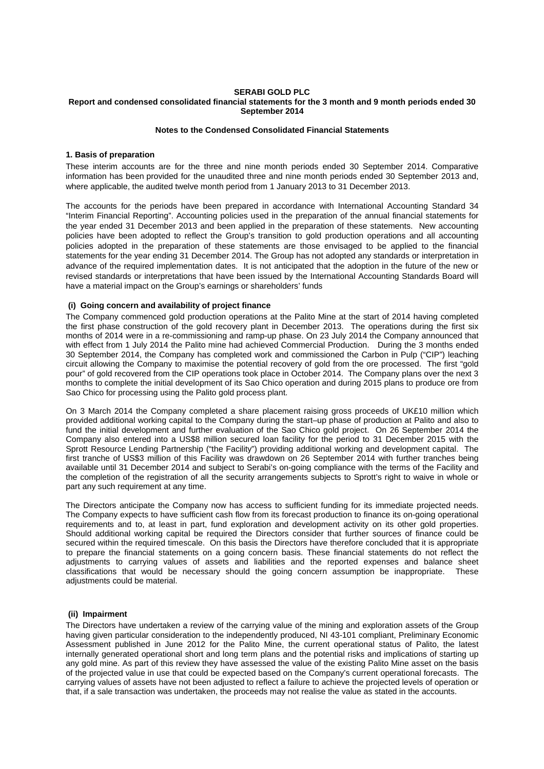**SERABI GOLD PLC**
**Report and condensed consolidated financial statements for the 3 month and 9 month periods ended 30 September 2014**

**Notes to the Condensed Consolidated Financial Statements**

**1. Basis of preparation**

These interim accounts are for the three and nine month periods ended 30 September 2014. Comparative information has been provided for the unaudited three and nine month periods ended 30 September 2013 and, where applicable, the audited twelve month period from 1 January 2013 to 31 December 2013.

The accounts for the periods have been prepared in accordance with International Accounting Standard 34 "Interim Financial Reporting". Accounting policies used in the preparation of the annual financial statements for the year ended 31 December 2013 and been applied in the preparation of these statements. New accounting policies have been adopted to reflect the Group's transition to gold production operations and all accounting policies adopted in the preparation of these statements are those envisaged to be applied to the financial statements for the year ending 31 December 2014. The Group has not adopted any standards or interpretation in advance of the required implementation dates. It is not anticipated that the adoption in the future of the new or revised standards or interpretations that have been issued by the International Accounting Standards Board will have a material impact on the Group's earnings or shareholders' funds

**(i) Going concern and availability of project finance**

The Company commenced gold production operations at the Palito Mine at the start of 2014 having completed the first phase construction of the gold recovery plant in December 2013. The operations during the first six months of 2014 were in a re-commissioning and ramp-up phase. On 23 July 2014 the Company announced that with effect from 1 July 2014 the Palito mine had achieved Commercial Production. During the 3 months ended 30 September 2014, the Company has completed work and commissioned the Carbon in Pulp ("CIP") leaching circuit allowing the Company to maximise the potential recovery of gold from the ore processed. The first "gold pour" of gold recovered from the CIP operations took place in October 2014. The Company plans over the next 3 months to complete the initial development of its Sao Chico operation and during 2015 plans to produce ore from Sao Chico for processing using the Palito gold process plant.

On 3 March 2014 the Company completed a share placement raising gross proceeds of UK£10 million which provided additional working capital to the Company during the start–up phase of production at Palito and also to fund the initial development and further evaluation of the Sao Chico gold project. On 26 September 2014 the Company also entered into a US$8 million secured loan facility for the period to 31 December 2015 with the Sprott Resource Lending Partnership ("the Facility") providing additional working and development capital. The first tranche of US$3 million of this Facility was drawdown on 26 September 2014 with further tranches being available until 31 December 2014 and subject to Serabi's on-going compliance with the terms of the Facility and the completion of the registration of all the security arrangements subjects to Sprott's right to waive in whole or part any such requirement at any time.

The Directors anticipate the Company now has access to sufficient funding for its immediate projected needs. The Company expects to have sufficient cash flow from its forecast production to finance its on-going operational requirements and to, at least in part, fund exploration and development activity on its other gold properties. Should additional working capital be required the Directors consider that further sources of finance could be secured within the required timescale. On this basis the Directors have therefore concluded that it is appropriate to prepare the financial statements on a going concern basis. These financial statements do not reflect the adjustments to carrying values of assets and liabilities and the reported expenses and balance sheet classifications that would be necessary should the going concern assumption be inappropriate. These adjustments could be material.

**(ii) Impairment**

The Directors have undertaken a review of the carrying value of the mining and exploration assets of the Group having given particular consideration to the independently produced, NI 43-101 compliant, Preliminary Economic Assessment published in June 2012 for the Palito Mine, the current operational status of Palito, the latest internally generated operational short and long term plans and the potential risks and implications of starting up any gold mine. As part of this review they have assessed the value of the existing Palito Mine asset on the basis of the projected value in use that could be expected based on the Company's current operational forecasts. The carrying values of assets have not been adjusted to reflect a failure to achieve the projected levels of operation or that, if a sale transaction was undertaken, the proceeds may not realise the value as stated in the accounts.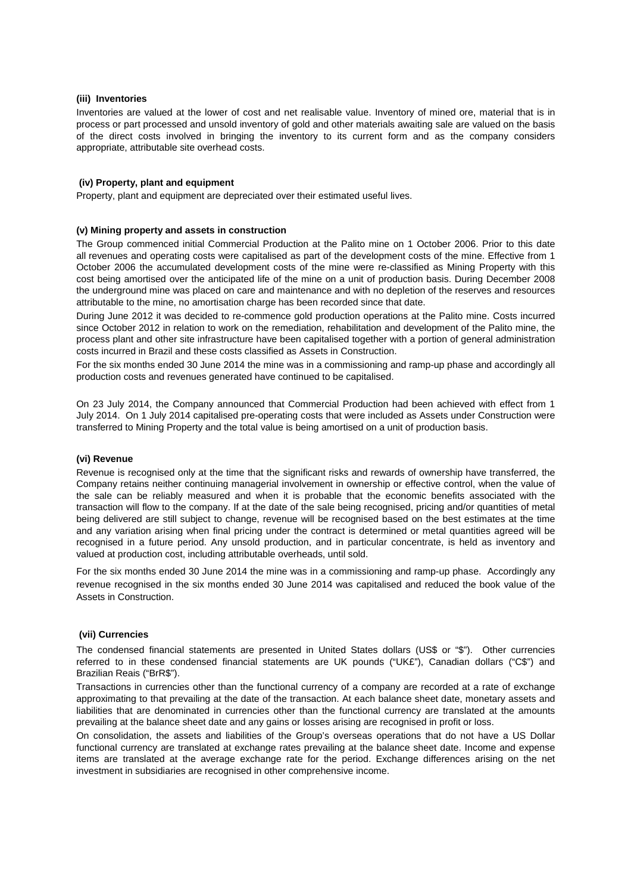#### (iii) Inventories

Inventories are valued at the lower of cost and net realisable value. Inventory of mined ore, material that is in process or part processed and unsold inventory of gold and other materials awaiting sale are valued on the basis of the direct costs involved in bringing the inventory to its current form and as the company considers appropriate, attributable site overhead costs.

#### (iv) Property, plant and equipment

Property, plant and equipment are depreciated over their estimated useful lives.

#### (v) Mining property and assets in construction

The Group commenced initial Commercial Production at the Palito mine on 1 October 2006. Prior to this date all revenues and operating costs were capitalised as part of the development costs of the mine. Effective from 1 October 2006 the accumulated development costs of the mine were re-classified as Mining Property with this cost being amortised over the anticipated life of the mine on a unit of production basis. During December 2008 the underground mine was placed on care and maintenance and with no depletion of the reserves and resources attributable to the mine, no amortisation charge has been recorded since that date.

During June 2012 it was decided to re-commence gold production operations at the Palito mine. Costs incurred since October 2012 in relation to work on the remediation, rehabilitation and development of the Palito mine, the process plant and other site infrastructure have been capitalised together with a portion of general administration costs incurred in Brazil and these costs classified as Assets in Construction.

For the six months ended 30 June 2014 the mine was in a commissioning and ramp-up phase and accordingly all production costs and revenues generated have continued to be capitalised.

On 23 July 2014, the Company announced that Commercial Production had been achieved with effect from 1 July 2014. On 1 July 2014 capitalised pre-operating costs that were included as Assets under Construction were transferred to Mining Property and the total value is being amortised on a unit of production basis.

#### (vi) Revenue

Revenue is recognised only at the time that the significant risks and rewards of ownership have transferred, the Company retains neither continuing managerial involvement in ownership or effective control, when the value of the sale can be reliably measured and when it is probable that the economic benefits associated with the transaction will flow to the company. If at the date of the sale being recognised, pricing and/or quantities of metal being delivered are still subject to change, revenue will be recognised based on the best estimates at the time and any variation arising when final pricing under the contract is determined or metal quantities agreed will be recognised in a future period. Any unsold production, and in particular concentrate, is held as inventory and valued at production cost, including attributable overheads, until sold.

For the six months ended 30 June 2014 the mine was in a commissioning and ramp-up phase. Accordingly any revenue recognised in the six months ended 30 June 2014 was capitalised and reduced the book value of the Assets in Construction.

#### (vii) Currencies

The condensed financial statements are presented in United States dollars (US$ or "$"). Other currencies referred to in these condensed financial statements are UK pounds ("UK£"), Canadian dollars ("C$") and Brazilian Reais ("BrR$").

Transactions in currencies other than the functional currency of a company are recorded at a rate of exchange approximating to that prevailing at the date of the transaction. At each balance sheet date, monetary assets and liabilities that are denominated in currencies other than the functional currency are translated at the amounts prevailing at the balance sheet date and any gains or losses arising are recognised in profit or loss.

On consolidation, the assets and liabilities of the Group's overseas operations that do not have a US Dollar functional currency are translated at exchange rates prevailing at the balance sheet date. Income and expense items are translated at the average exchange rate for the period. Exchange differences arising on the net investment in subsidiaries are recognised in other comprehensive income.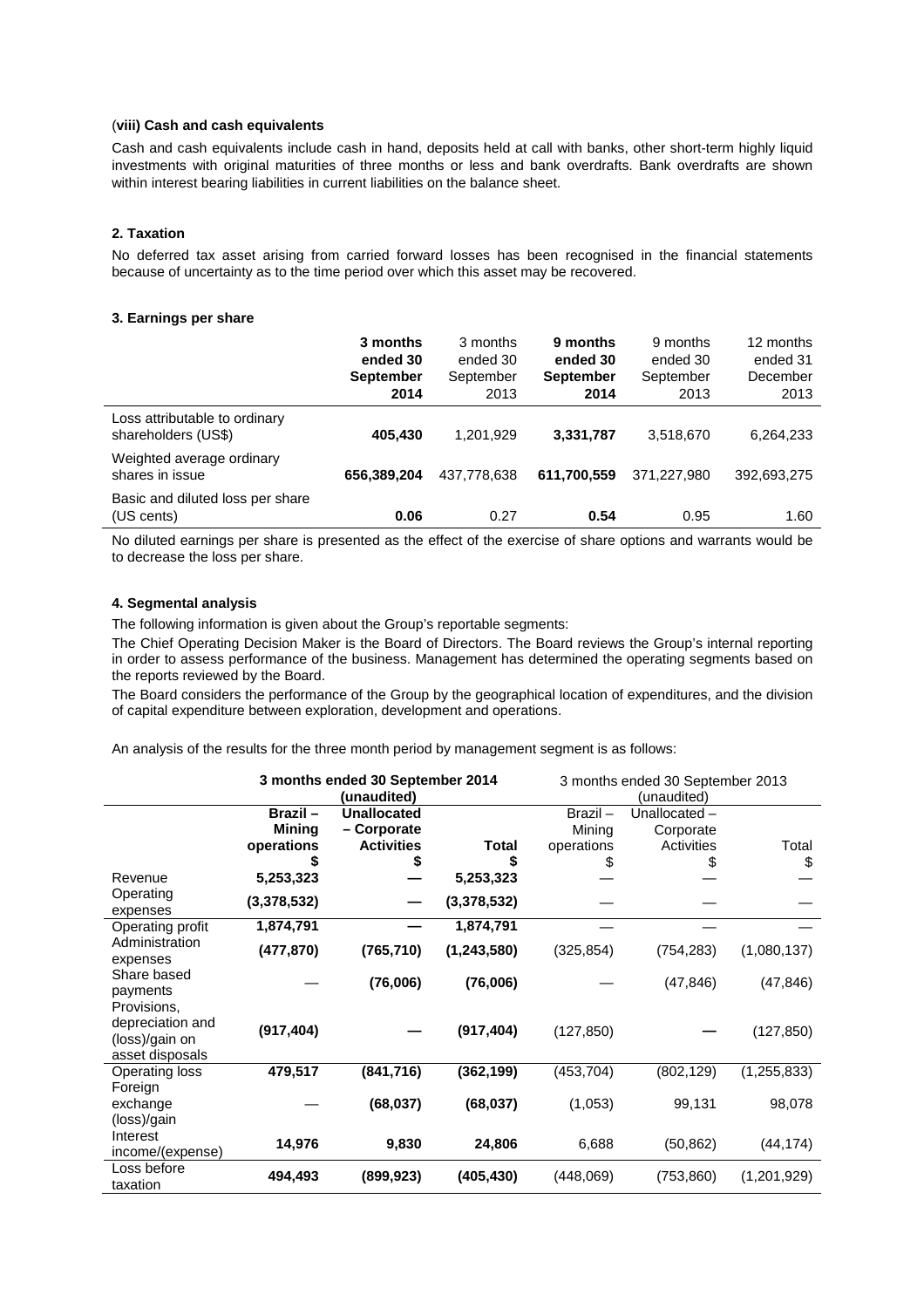#### (viii) Cash and cash equivalents

Cash and cash equivalents include cash in hand, deposits held at call with banks, other short-term highly liquid investments with original maturities of three months or less and bank overdrafts. Bank overdrafts are shown within interest bearing liabilities in current liabilities on the balance sheet.

### 2. Taxation

No deferred tax asset arising from carried forward losses has been recognised in the financial statements because of uncertainty as to the time period over which this asset may be recovered.

### 3. Earnings per share

| | **3 months ended 30 September 2014** | 3 months ended 30 September 2013 | **9 months ended 30 September 2014** | 9 months ended 30 September 2013 | 12 months ended 31 December 2013 |
|---|---|---|---|---|---|
| Loss attributable to ordinary shareholders (US$) | **405,430** | 1,201,929 | **3,331,787** | 3,518,670 | 6,264,233 |
| Weighted average ordinary shares in issue | **656,389,204** | 437,778,638 | **611,700,559** | 371,227,980 | 392,693,275 |
| Basic and diluted loss per share (US cents) | **0.06** | 0.27 | **0.54** | 0.95 | 1.60 |

No diluted earnings per share is presented as the effect of the exercise of share options and warrants would be to decrease the loss per share.

### 4. Segmental analysis

The following information is given about the Group's reportable segments:

The Chief Operating Decision Maker is the Board of Directors. The Board reviews the Group's internal reporting in order to assess performance of the business. Management has determined the operating segments based on the reports reviewed by the Board.

The Board considers the performance of the Group by the geographical location of expenditures, and the division of capital expenditure between exploration, development and operations.

An analysis of the results for the three month period by management segment is as follows:

| | **3 months ended 30 September 2014 (unaudited)** | | | 3 months ended 30 September 2013 (unaudited) | | |
|---|---|---|---|---|---|---|
| | **Brazil – Mining operations $** | **Unallocated – Corporate Activities $** | **Total $** | Brazil – Mining operations $ | Unallocated – Corporate Activities $ | Total $ |
| Revenue | **5,253,323** | **—** | **5,253,323** | — | — | — |
| Operating expenses | **(3,378,532)** | **—** | **(3,378,532)** | — | — | — |
| Operating profit | **1,874,791** | **—** | **1,874,791** | — | — | — |
| Administration expenses | **(477,870)** | **(765,710)** | **(1,243,580)** | (325,854) | (754,283) | (1,080,137) |
| Share based payments | **—** | **(76,006)** | **(76,006)** | — | (47,846) | (47,846) |
| Provisions, depreciation and (loss)/gain on asset disposals | **(917,404)** | **—** | **(917,404)** | (127,850) | **—** | (127,850) |
| Operating loss | **479,517** | **(841,716)** | **(362,199)** | (453,704) | (802,129) | (1,255,833) |
| Foreign exchange (loss)/gain | **—** | **(68,037)** | **(68,037)** | (1,053) | 99,131 | 98,078 |
| Interest income/(expense) | **14,976** | **9,830** | **24,806** | 6,688 | (50,862) | (44,174) |
| Loss before taxation | **494,493** | **(899,923)** | **(405,430)** | (448,069) | (753,860) | (1,201,929) |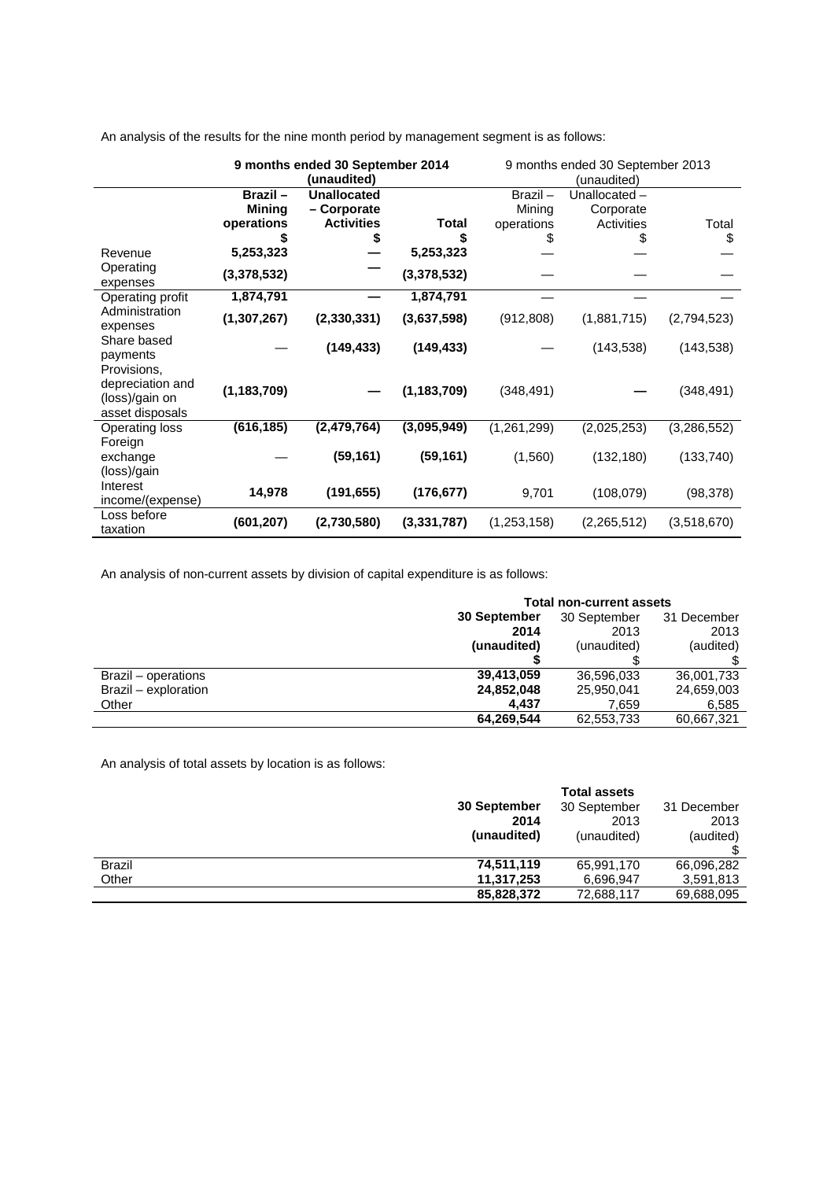An analysis of the results for the nine month period by management segment is as follows:

| | **9 months ended 30 September 2014 (unaudited)** | | | 9 months ended 30 September 2013 (unaudited) | | |
|---|---|---|---|---|---|---|
| | **Brazil – Mining operations $** | **Unallocated – Corporate Activities $** | **Total $** | Brazil – Mining operations $ | Unallocated – Corporate Activities $ | Total $ |
| Revenue | **5,253,323** | **—** | **5,253,323** | — | — | — |
| Operating expenses | **(3,378,532)** | **—** | **(3,378,532)** | — | — | — |
| Operating profit | **1,874,791** | **—** | **1,874,791** | — | — | — |
| Administration expenses | **(1,307,267)** | **(2,330,331)** | **(3,637,598)** | (912,808) | (1,881,715) | (2,794,523) |
| Share based payments | **—** | **(149,433)** | **(149,433)** | — | (143,538) | (143,538) |
| Provisions, depreciation and (loss)/gain on asset disposals | **(1,183,709)** | **—** | **(1,183,709)** | (348,491) | **—** | (348,491) |
| Operating loss | **(616,185)** | **(2,479,764)** | **(3,095,949)** | (1,261,299) | (2,025,253) | (3,286,552) |
| Foreign exchange (loss)/gain | **—** | **(59,161)** | **(59,161)** | (1,560) | (132,180) | (133,740) |
| Interest income/(expense) | **14,978** | **(191,655)** | **(176,677)** | 9,701 | (108,079) | (98,378) |
| Loss before taxation | **(601,207)** | **(2,730,580)** | **(3,331,787)** | (1,253,158) | (2,265,512) | (3,518,670) |

An analysis of non-current assets by division of capital expenditure is as follows:

| | **Total non-current assets** | | |
|---|---|---|---|
| | **30 September 2014 (unaudited) $** | 30 September 2013 (unaudited) $ | 31 December 2013 (audited) $ |
| Brazil – operations | **39,413,059** | 36,596,033 | 36,001,733 |
| Brazil – exploration | **24,852,048** | 25,950,041 | 24,659,003 |
| Other | **4,437** | 7,659 | 6,585 |
| | **64,269,544** | 62,553,733 | 60,667,321 |

An analysis of total assets by location is as follows:

| | **Total assets** | | |
|---|---|---|---|
| | **30 September 2014 (unaudited)** | 30 September 2013 (unaudited) | 31 December 2013 (audited) $ |
| Brazil | **74,511,119** | 65,991,170 | 66,096,282 |
| Other | **11,317,253** | 6,696,947 | 3,591,813 |
| | **85,828,372** | 72,688,117 | 69,688,095 |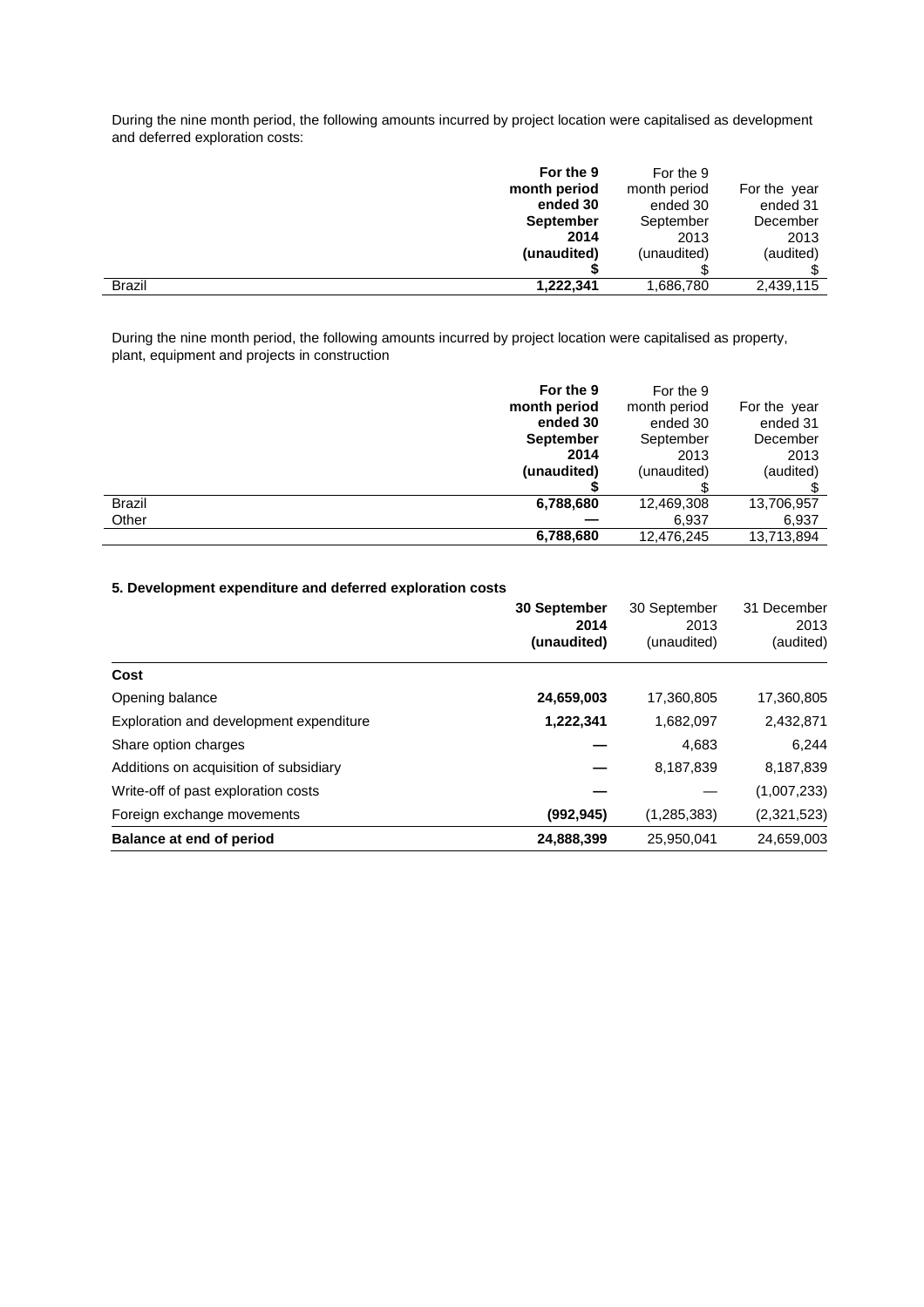During the nine month period, the following amounts incurred by project location were capitalised as development and deferred exploration costs:

| | **For the 9 month period ended 30 September 2014 (unaudited) $** | For the 9 month period ended 30 September 2013 (unaudited) $ | For the year ended 31 December 2013 (audited) $ |
|---|---|---|---|
| Brazil | **1,222,341** | 1,686,780 | 2,439,115 |

During the nine month period, the following amounts incurred by project location were capitalised as property, plant, equipment and projects in construction

| | **For the 9 month period ended 30 September 2014 (unaudited) $** | For the 9 month period ended 30 September 2013 (unaudited) $ | For the year ended 31 December 2013 (audited) $ |
|---|---|---|---|
| Brazil | **6,788,680** | 12,469,308 | 13,706,957 |
| Other | **—** | 6,937 | 6,937 |
| | **6,788,680** | 12,476,245 | 13,713,894 |

### 5. Development expenditure and deferred exploration costs

| | **30 September 2014 (unaudited)** | 30 September 2013 (unaudited) | 31 December 2013 (audited) |
|---|---|---|---|
| **Cost** | | | |
| Opening balance | **24,659,003** | 17,360,805 | 17,360,805 |
| Exploration and development expenditure | **1,222,341** | 1,682,097 | 2,432,871 |
| Share option charges | **—** | 4,683 | 6,244 |
| Additions on acquisition of subsidiary | **—** | 8,187,839 | 8,187,839 |
| Write-off of past exploration costs | **—** | — | (1,007,233) |
| Foreign exchange movements | **(992,945)** | (1,285,383) | (2,321,523) |
| **Balance at end of period** | **24,888,399** | 25,950,041 | 24,659,003 |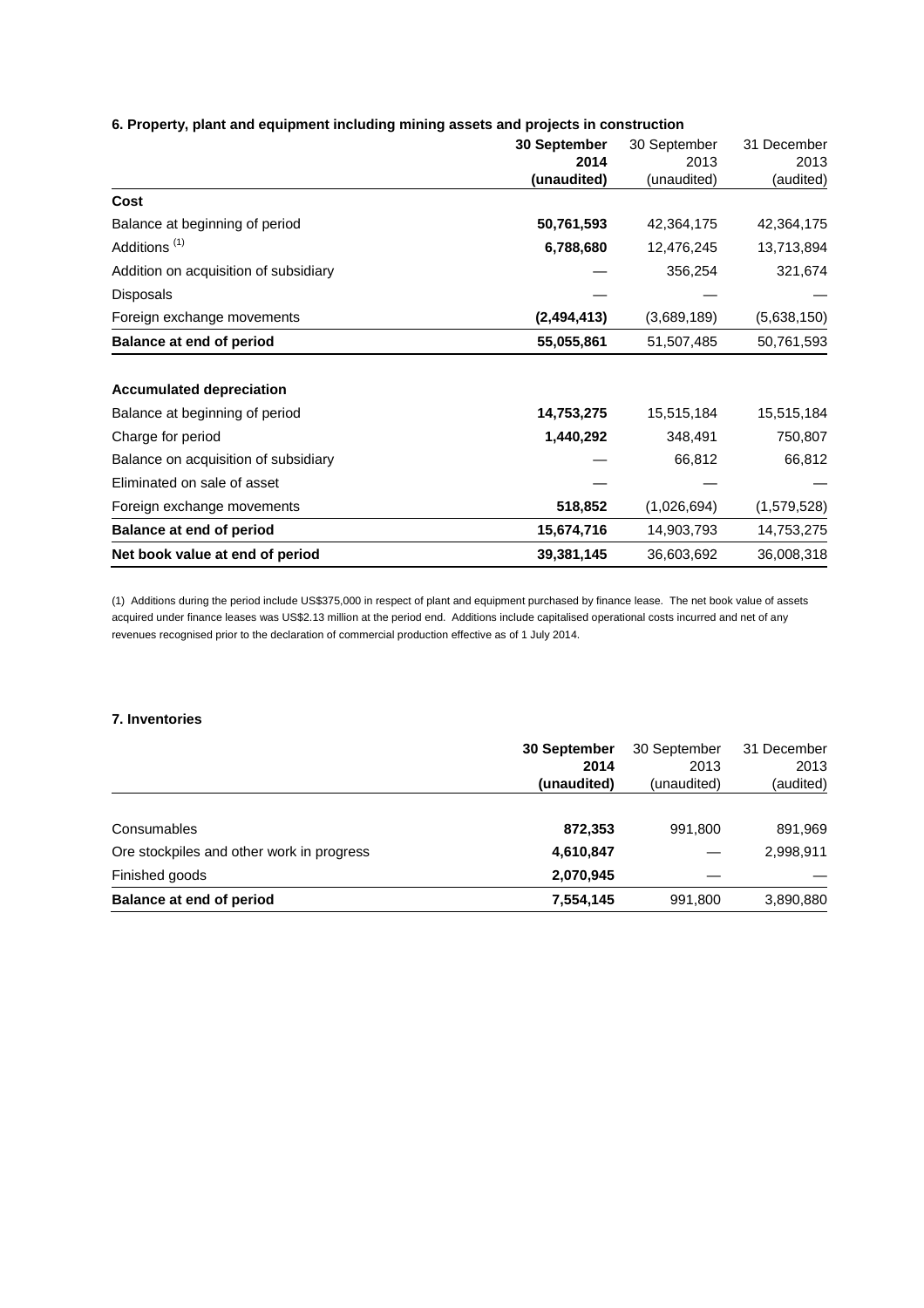### 6. Property, plant and equipment including mining assets and projects in construction

| | **30 September 2014 (unaudited)** | 30 September 2013 (unaudited) | 31 December 2013 (audited) |
|---|---|---|---|
| **Cost** | | | |
| Balance at beginning of period | **50,761,593** | 42,364,175 | 42,364,175 |
| Additions [1] | **6,788,680** | 12,476,245 | 13,713,894 |
| Addition on acquisition of subsidiary | — | 356,254 | 321,674 |
| Disposals | — | — | — |
| Foreign exchange movements | **(2,494,413)** | (3,689,189) | (5,638,150) |
| **Balance at end of period** | **55,055,861** | 51,507,485 | 50,761,593 |
| | | | |
| **Accumulated depreciation** | | | |
| Balance at beginning of period | **14,753,275** | 15,515,184 | 15,515,184 |
| Charge for period | **1,440,292** | 348,491 | 750,807 |
| Balance on acquisition of subsidiary | — | 66,812 | 66,812 |
| Eliminated on sale of asset | — | — | — |
| Foreign exchange movements | **518,852** | (1,026,694) | (1,579,528) |
| **Balance at end of period** | **15,674,716** | 14,903,793 | 14,753,275 |
| **Net book value at end of period** | **39,381,145** | 36,603,692 | 36,008,318 |

(1) Additions during the period include US$375,000 in respect of plant and equipment purchased by finance lease. The net book value of assets acquired under finance leases was US$2.13 million at the period end. Additions include capitalised operational costs incurred and net of any revenues recognised prior to the declaration of commercial production effective as of 1 July 2014.

### 7. Inventories

| | **30 September 2014 (unaudited)** | 30 September 2013 (unaudited) | 31 December 2013 (audited) |
|---|---|---|---|
| Consumables | **872,353** | 991,800 | 891,969 |
| Ore stockpiles and other work in progress | **4,610,847** | — | 2,998,911 |
| Finished goods | **2,070,945** | — | — |
| **Balance at end of period** | **7,554,145** | 991,800 | 3,890,880 |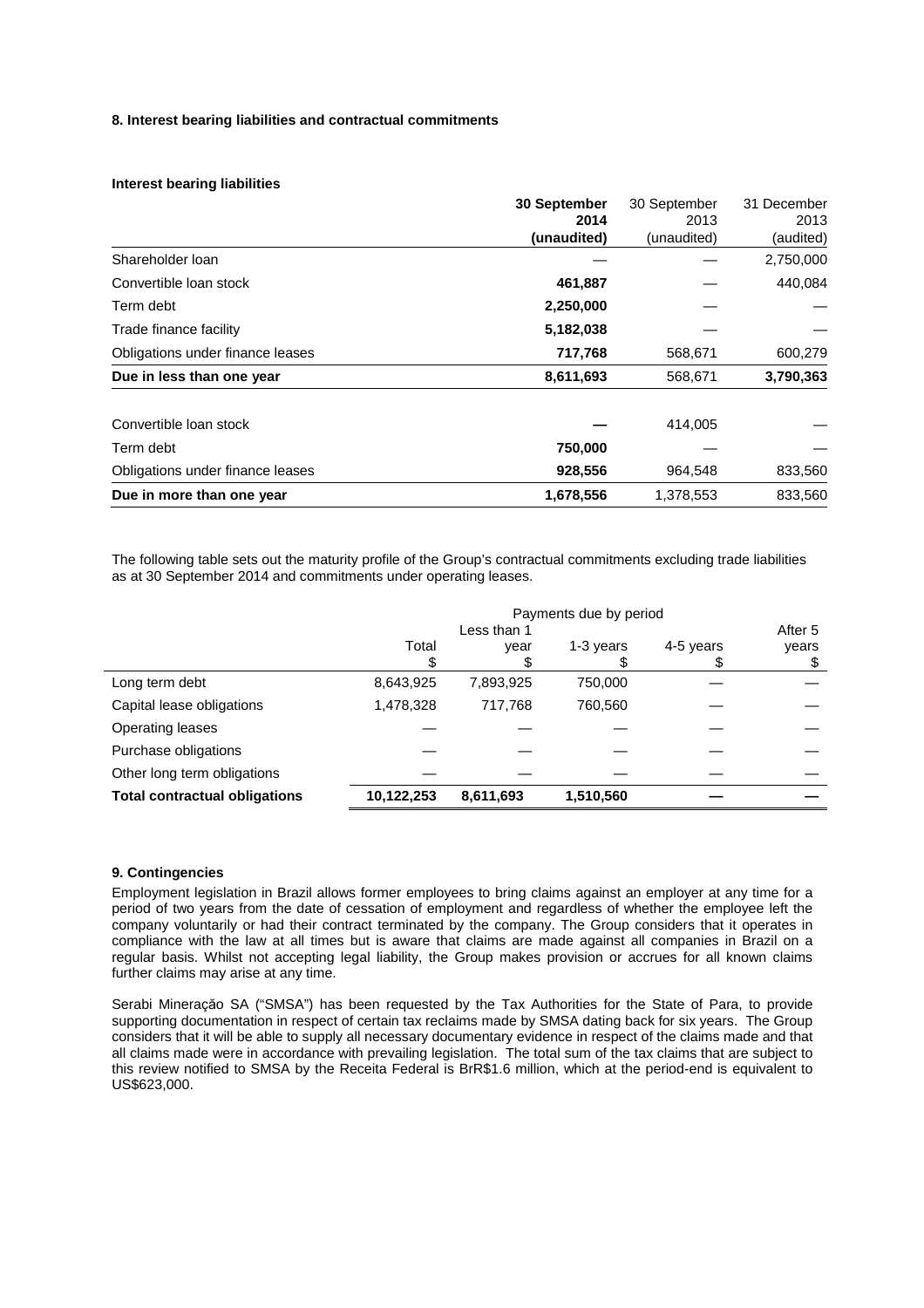**8. Interest bearing liabilities and contractual commitments**

**Interest bearing liabilities**

| | **30 September 2014 (unaudited)** | 30 September 2013 (unaudited) | 31 December 2013 (audited) |
|---|---|---|---|
| Shareholder loan | — | — | 2,750,000 |
| Convertible loan stock | **461,887** | — | 440,084 |
| Term debt | **2,250,000** | — | — |
| Trade finance facility | **5,182,038** | — | — |
| Obligations under finance leases | **717,768** | 568,671 | 600,279 |
| **Due in less than one year** | **8,611,693** | 568,671 | **3,790,363** |
| | | | |
| Convertible loan stock | **—** | 414,005 | — |
| Term debt | **750,000** | — | — |
| Obligations under finance leases | **928,556** | 964,548 | 833,560 |
| **Due in more than one year** | **1,678,556** | 1,378,553 | 833,560 |

The following table sets out the maturity profile of the Group's contractual commitments excluding trade liabilities as at 30 September 2014 and commitments under operating leases.

| | Payments due by period | | | | |
|---|---|---|---|---|---|
| | Total $ | Less than 1 year $ | 1-3 years $ | 4-5 years $ | After 5 years $ |
| Long term debt | 8,643,925 | 7,893,925 | 750,000 | — | — |
| Capital lease obligations | 1,478,328 | 717,768 | 760,560 | — | — |
| Operating leases | — | — | — | — | — |
| Purchase obligations | — | — | — | — | — |
| Other long term obligations | — | — | — | — | — |
| **Total contractual obligations** | **10,122,253** | **8,611,693** | **1,510,560** | **—** | **—** |

**9. Contingencies**

Employment legislation in Brazil allows former employees to bring claims against an employer at any time for a period of two years from the date of cessation of employment and regardless of whether the employee left the company voluntarily or had their contract terminated by the company. The Group considers that it operates in compliance with the law at all times but is aware that claims are made against all companies in Brazil on a regular basis. Whilst not accepting legal liability, the Group makes provision or accrues for all known claims further claims may arise at any time.

Serabi Mineração SA ("SMSA") has been requested by the Tax Authorities for the State of Para, to provide supporting documentation in respect of certain tax reclaims made by SMSA dating back for six years. The Group considers that it will be able to supply all necessary documentary evidence in respect of the claims made and that all claims made were in accordance with prevailing legislation. The total sum of the tax claims that are subject to this review notified to SMSA by the Receita Federal is BrR$1.6 million, which at the period-end is equivalent to US$623,000.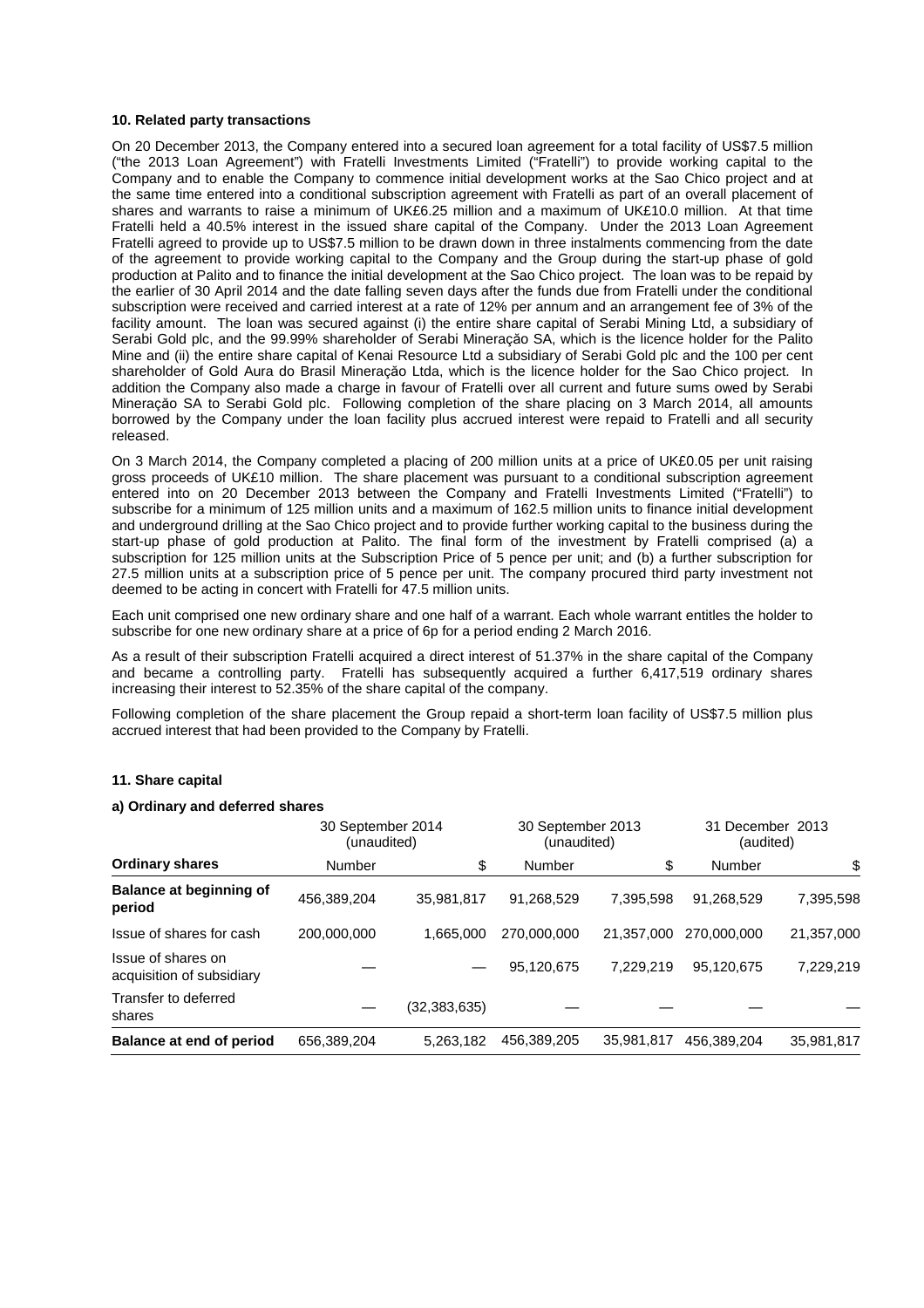### 10. Related party transactions

On 20 December 2013, the Company entered into a secured loan agreement for a total facility of US$7.5 million ("the 2013 Loan Agreement") with Fratelli Investments Limited ("Fratelli") to provide working capital to the Company and to enable the Company to commence initial development works at the Sao Chico project and at the same time entered into a conditional subscription agreement with Fratelli as part of an overall placement of shares and warrants to raise a minimum of UK£6.25 million and a maximum of UK£10.0 million. At that time Fratelli held a 40.5% interest in the issued share capital of the Company. Under the 2013 Loan Agreement Fratelli agreed to provide up to US$7.5 million to be drawn down in three instalments commencing from the date of the agreement to provide working capital to the Company and the Group during the start-up phase of gold production at Palito and to finance the initial development at the Sao Chico project. The loan was to be repaid by the earlier of 30 April 2014 and the date falling seven days after the funds due from Fratelli under the conditional subscription were received and carried interest at a rate of 12% per annum and an arrangement fee of 3% of the facility amount. The loan was secured against (i) the entire share capital of Serabi Mining Ltd, a subsidiary of Serabi Gold plc, and the 99.99% shareholder of Serabi Mineração SA, which is the licence holder for the Palito Mine and (ii) the entire share capital of Kenai Resource Ltd a subsidiary of Serabi Gold plc and the 100 per cent shareholder of Gold Aura do Brasil Mineração Ltda, which is the licence holder for the Sao Chico project. In addition the Company also made a charge in favour of Fratelli over all current and future sums owed by Serabi Mineração SA to Serabi Gold plc. Following completion of the share placing on 3 March 2014, all amounts borrowed by the Company under the loan facility plus accrued interest were repaid to Fratelli and all security released.

On 3 March 2014, the Company completed a placing of 200 million units at a price of UK£0.05 per unit raising gross proceeds of UK£10 million. The share placement was pursuant to a conditional subscription agreement entered into on 20 December 2013 between the Company and Fratelli Investments Limited ("Fratelli") to subscribe for a minimum of 125 million units and a maximum of 162.5 million units to finance initial development and underground drilling at the Sao Chico project and to provide further working capital to the business during the start-up phase of gold production at Palito. The final form of the investment by Fratelli comprised (a) a subscription for 125 million units at the Subscription Price of 5 pence per unit; and (b) a further subscription for 27.5 million units at a subscription price of 5 pence per unit. The company procured third party investment not deemed to be acting in concert with Fratelli for 47.5 million units.

Each unit comprised one new ordinary share and one half of a warrant. Each whole warrant entitles the holder to subscribe for one new ordinary share at a price of 6p for a period ending 2 March 2016.

As a result of their subscription Fratelli acquired a direct interest of 51.37% in the share capital of the Company and became a controlling party. Fratelli has subsequently acquired a further 6,417,519 ordinary shares increasing their interest to 52.35% of the share capital of the company.

Following completion of the share placement the Group repaid a short-term loan facility of US$7.5 million plus accrued interest that had been provided to the Company by Fratelli.

### 11. Share capital

#### a) Ordinary and deferred shares

| | 30 September 2014 (unaudited) | | 30 September 2013 (unaudited) | | 31 December 2013 (audited) | |
|---|---|---|---|---|---|---|
| **Ordinary shares** | Number | $ | Number | $ | Number | $ |
| **Balance at beginning of period** | 456,389,204 | 35,981,817 | 91,268,529 | 7,395,598 | 91,268,529 | 7,395,598 |
| Issue of shares for cash | 200,000,000 | 1,665,000 | 270,000,000 | 21,357,000 | 270,000,000 | 21,357,000 |
| Issue of shares on acquisition of subsidiary | — | — | 95,120,675 | 7,229,219 | 95,120,675 | 7,229,219 |
| Transfer to deferred shares | — | (32,383,635) | — | — | — | — |
| **Balance at end of period** | 656,389,204 | 5,263,182 | 456,389,205 | 35,981,817 | 456,389,204 | 35,981,817 |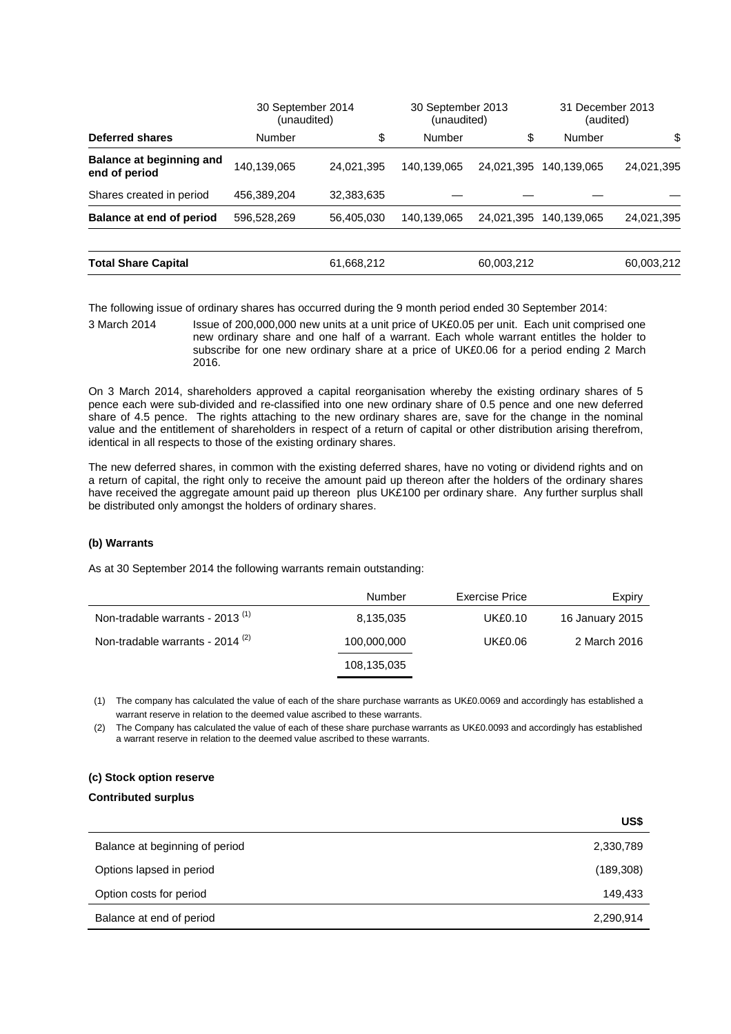| | 30 September 2014 (unaudited) | | 30 September 2013 (unaudited) | | 31 December 2013 (audited) | |
|---|---|---|---|---|---|---|
| **Deferred shares** | Number | $ | Number | $ | Number | $ |
| **Balance at beginning and end of period** | 140,139,065 | 24,021,395 | 140,139,065 | 24,021,395 | 140,139,065 | 24,021,395 |
| Shares created in period | 456,389,204 | 32,383,635 | — | — | — | — |
| **Balance at end of period** | 596,528,269 | 56,405,030 | 140,139,065 | 24,021,395 | 140,139,065 | 24,021,395 |
| | | | | | | |
| **Total Share Capital** | | 61,668,212 | | 60,003,212 | | 60,003,212 |

The following issue of ordinary shares has occurred during the 9 month period ended 30 September 2014:

3 March 2014 Issue of 200,000,000 new units at a unit price of UK£0.05 per unit. Each unit comprised one new ordinary share and one half of a warrant. Each whole warrant entitles the holder to subscribe for one new ordinary share at a price of UK£0.06 for a period ending 2 March 2016.

On 3 March 2014, shareholders approved a capital reorganisation whereby the existing ordinary shares of 5 pence each were sub-divided and re-classified into one new ordinary share of 0.5 pence and one new deferred share of 4.5 pence. The rights attaching to the new ordinary shares are, save for the change in the nominal value and the entitlement of shareholders in respect of a return of capital or other distribution arising therefrom, identical in all respects to those of the existing ordinary shares.

The new deferred shares, in common with the existing deferred shares, have no voting or dividend rights and on a return of capital, the right only to receive the amount paid up thereon after the holders of the ordinary shares have received the aggregate amount paid up thereon plus UK£100 per ordinary share. Any further surplus shall be distributed only amongst the holders of ordinary shares.

**(b) Warrants**

As at 30 September 2014 the following warrants remain outstanding:

| | Number | Exercise Price | Expiry |
|---|---|---|---|
| Non-tradable warrants - 2013 (1) | 8,135,035 | UK£0.10 | 16 January 2015 |
| Non-tradable warrants - 2014 (2) | 100,000,000 | UK£0.06 | 2 March 2016 |
| | 108,135,035 | | |

(1) The company has calculated the value of each of the share purchase warrants as UK£0.0069 and accordingly has established a warrant reserve in relation to the deemed value ascribed to these warrants.

(2) The Company has calculated the value of each of these share purchase warrants as UK£0.0093 and accordingly has established a warrant reserve in relation to the deemed value ascribed to these warrants.

**(c) Stock option reserve**

**Contributed surplus**

| | US$ |
|---|---|
| Balance at beginning of period | 2,330,789 |
| Options lapsed in period | (189,308) |
| Option costs for period | 149,433 |
| Balance at end of period | 2,290,914 |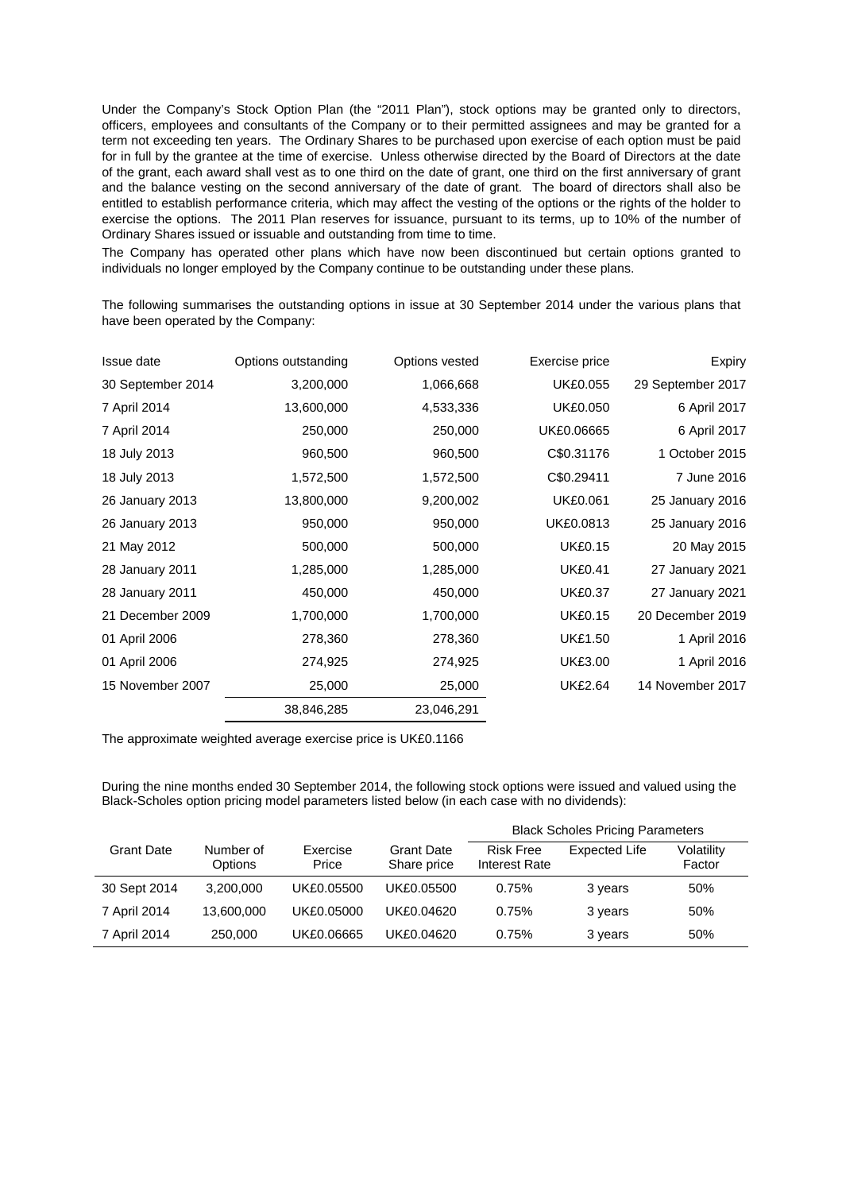Under the Company's Stock Option Plan (the "2011 Plan"), stock options may be granted only to directors, officers, employees and consultants of the Company or to their permitted assignees and may be granted for a term not exceeding ten years. The Ordinary Shares to be purchased upon exercise of each option must be paid for in full by the grantee at the time of exercise. Unless otherwise directed by the Board of Directors at the date of the grant, each award shall vest as to one third on the date of grant, one third on the first anniversary of grant and the balance vesting on the second anniversary of the date of grant. The board of directors shall also be entitled to establish performance criteria, which may affect the vesting of the options or the rights of the holder to exercise the options. The 2011 Plan reserves for issuance, pursuant to its terms, up to 10% of the number of Ordinary Shares issued or issuable and outstanding from time to time.

The Company has operated other plans which have now been discontinued but certain options granted to individuals no longer employed by the Company continue to be outstanding under these plans.

The following summarises the outstanding options in issue at 30 September 2014 under the various plans that have been operated by the Company:

| Issue date | Options outstanding | Options vested | Exercise price | Expiry |
|---|---|---|---|---|
| 30 September 2014 | 3,200,000 | 1,066,668 | UK£0.055 | 29 September 2017 |
| 7 April 2014 | 13,600,000 | 4,533,336 | UK£0.050 | 6 April 2017 |
| 7 April 2014 | 250,000 | 250,000 | UK£0.06665 | 6 April 2017 |
| 18 July 2013 | 960,500 | 960,500 | C$0.31176 | 1 October 2015 |
| 18 July 2013 | 1,572,500 | 1,572,500 | C$0.29411 | 7 June 2016 |
| 26 January 2013 | 13,800,000 | 9,200,002 | UK£0.061 | 25 January 2016 |
| 26 January 2013 | 950,000 | 950,000 | UK£0.0813 | 25 January 2016 |
| 21 May 2012 | 500,000 | 500,000 | UK£0.15 | 20 May 2015 |
| 28 January 2011 | 1,285,000 | 1,285,000 | UK£0.41 | 27 January 2021 |
| 28 January 2011 | 450,000 | 450,000 | UK£0.37 | 27 January 2021 |
| 21 December 2009 | 1,700,000 | 1,700,000 | UK£0.15 | 20 December 2019 |
| 01 April 2006 | 278,360 | 278,360 | UK£1.50 | 1 April 2016 |
| 01 April 2006 | 274,925 | 274,925 | UK£3.00 | 1 April 2016 |
| 15 November 2007 | 25,000 | 25,000 | UK£2.64 | 14 November 2017 |
| | 38,846,285 | 23,046,291 | | |

The approximate weighted average exercise price is UK£0.1166

During the nine months ended 30 September 2014, the following stock options were issued and valued using the Black-Scholes option pricing model parameters listed below (in each case with no dividends):

| | | | | Black Scholes Pricing Parameters | | |
|---|---|---|---|---|---|---|
| Grant Date | Number of Options | Exercise Price | Grant Date Share price | Risk Free Interest Rate | Expected Life | Volatility Factor |
| 30 Sept 2014 | 3,200,000 | UK£0.05500 | UK£0.05500 | 0.75% | 3 years | 50% |
| 7 April 2014 | 13,600,000 | UK£0.05000 | UK£0.04620 | 0.75% | 3 years | 50% |
| 7 April 2014 | 250,000 | UK£0.06665 | UK£0.04620 | 0.75% | 3 years | 50% |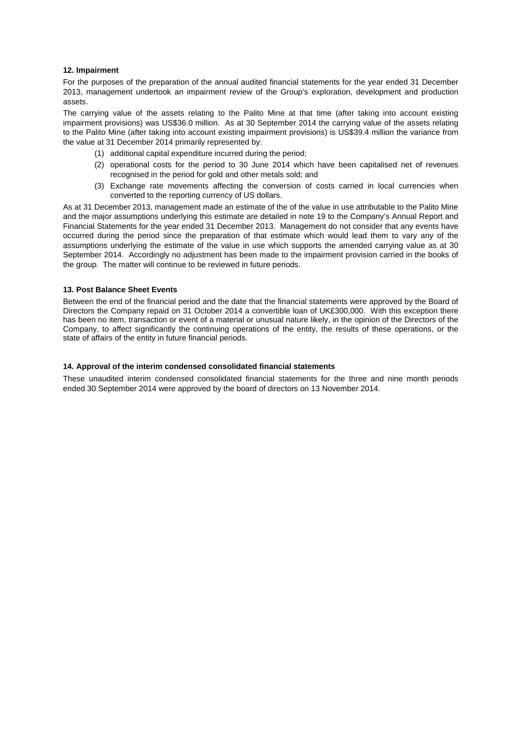### 12. Impairment

For the purposes of the preparation of the annual audited financial statements for the year ended 31 December 2013, management undertook an impairment review of the Group's exploration, development and production assets.

The carrying value of the assets relating to the Palito Mine at that time (after taking into account existing impairment provisions) was US$36.0 million. As at 30 September 2014 the carrying value of the assets relating to the Palito Mine (after taking into account existing impairment provisions) is US$39.4 million the variance from the value at 31 December 2014 primarily represented by:

(1) additional capital expenditure incurred during the period;

(2) operational costs for the period to 30 June 2014 which have been capitalised net of revenues recognised in the period for gold and other metals sold; and

(3) Exchange rate movements affecting the conversion of costs carried in local currencies when converted to the reporting currency of US dollars.

As at 31 December 2013, management made an estimate of the of the value in use attributable to the Palito Mine and the major assumptions underlying this estimate are detailed in note 19 to the Company's Annual Report and Financial Statements for the year ended 31 December 2013. Management do not consider that any events have occurred during the period since the preparation of that estimate which would lead them to vary any of the assumptions underlying the estimate of the value in use which supports the amended carrying value as at 30 September 2014. Accordingly no adjustment has been made to the impairment provision carried in the books of the group. The matter will continue to be reviewed in future periods.

### 13. Post Balance Sheet Events

Between the end of the financial period and the date that the financial statements were approved by the Board of Directors the Company repaid on 31 October 2014 a convertible loan of UK£300,000. With this exception there has been no item, transaction or event of a material or unusual nature likely, in the opinion of the Directors of the Company, to affect significantly the continuing operations of the entity, the results of these operations, or the state of affairs of the entity in future financial periods.

### 14. Approval of the interim condensed consolidated financial statements

These unaudited interim condensed consolidated financial statements for the three and nine month periods ended 30 September 2014 were approved by the board of directors on 13 November 2014.